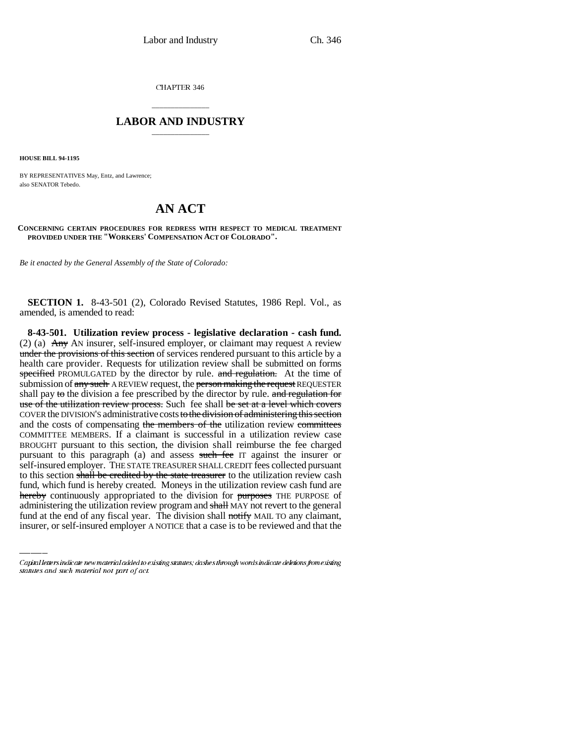CHAPTER 346

# LABOR AND INDUSTRY

**HOUSE BILL 94-1195**

BY REPRESENTATIVES May, Entz, and Lawrence;
also SENATOR Tebedo.

# AN ACT

**CONCERNING CERTAIN PROCEDURES FOR REDRESS WITH RESPECT TO MEDICAL TREATMENT PROVIDED UNDER THE "WORKERS' COMPENSATION ACT OF COLORADO".**

*Be it enacted by the General Assembly of the State of Colorado:*

**SECTION 1.** 8-43-501 (2), Colorado Revised Statutes, 1986 Repl. Vol., as amended, is amended to read:

**8-43-501. Utilization review process - legislative declaration - cash fund.** (2) (a) ~~Any~~ AN insurer, self-insured employer, or claimant may request A review ~~under the provisions of this section~~ of services rendered pursuant to this article by a health care provider. Requests for utilization review shall be submitted on forms ~~specified~~ PROMULGATED by the director by rule. ~~and regulation.~~ At the time of submission of ~~any such~~ A REVIEW request, the ~~person making the request~~ REQUESTER shall pay ~~to~~ the division a fee prescribed by the director by rule. ~~and regulation for use of the utilization review process.~~ Such fee shall ~~be set at a level which covers~~ COVER the DIVISION'S administrative costs ~~to the division of administering this section~~ and the costs of compensating ~~the members of the~~ utilization review ~~committees~~ COMMITTEE MEMBERS. If a claimant is successful in a utilization review case BROUGHT pursuant to this section, the division shall reimburse the fee charged pursuant to this paragraph (a) and assess ~~such fee~~ IT against the insurer or self-insured employer. THE STATE TREASURER SHALL CREDIT fees collected pursuant to this section ~~shall be credited by the state treasurer~~ to the utilization review cash fund, which fund is hereby created. Moneys in the utilization review cash fund are ~~hereby~~ continuously appropriated to the division for ~~purposes~~ THE PURPOSE of administering the utilization review program and ~~shall~~ MAY not revert to the general fund at the end of any fiscal year. The division shall ~~notify~~ MAIL TO any claimant, insurer, or self-insured employer A NOTICE that a case is to be reviewed and that the

*Capital letters indicate new material added to existing statutes; dashes through words indicate deletions from existing statutes and such material not part of act.*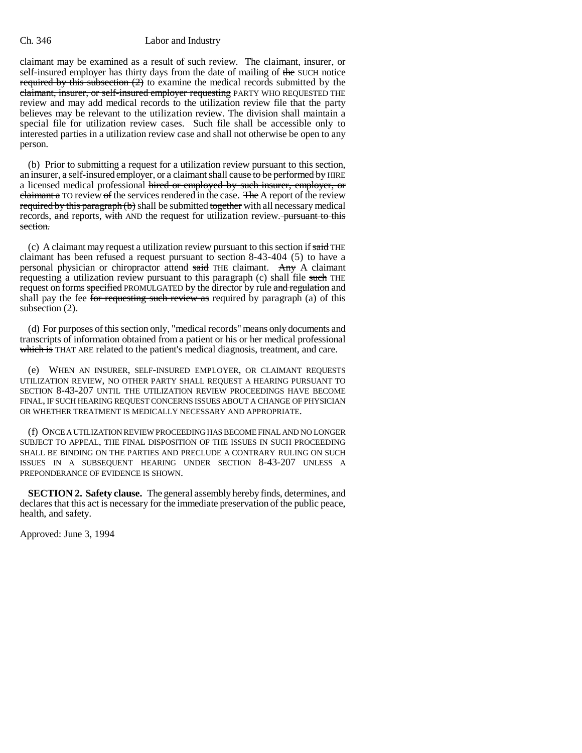claimant may be examined as a result of such review. The claimant, insurer, or self-insured employer has thirty days from the date of mailing of ~~the~~ SUCH notice ~~required by this subsection (2)~~ to examine the medical records submitted by the ~~claimant, insurer, or self-insured employer requesting~~ PARTY WHO REQUESTED THE review and may add medical records to the utilization review file that the party believes may be relevant to the utilization review. The division shall maintain a special file for utilization review cases. Such file shall be accessible only to interested parties in a utilization review case and shall not otherwise be open to any person.

(b) Prior to submitting a request for a utilization review pursuant to this section, an insurer, ~~a~~ self-insured employer, or ~~a~~ claimant shall ~~cause to be performed by~~ HIRE a licensed medical professional ~~hired or employed by such insurer, employer, or claimant a~~ TO review ~~of~~ the services rendered in the case. ~~The~~ A report of the review ~~required by this paragraph (b)~~ shall be submitted ~~together~~ with all necessary medical records, ~~and~~ reports, ~~with~~ AND the request for utilization review. ~~pursuant to this section.~~

(c) A claimant may request a utilization review pursuant to this section if ~~said~~ THE claimant has been refused a request pursuant to section 8-43-404 (5) to have a personal physician or chiropractor attend ~~said~~ THE claimant. ~~Any~~ A claimant requesting a utilization review pursuant to this paragraph (c) shall file ~~such~~ THE request on forms ~~specified~~ PROMULGATED by the director by rule ~~and regulation~~ and shall pay the fee ~~for requesting such review as~~ required by paragraph (a) of this subsection (2).

(d) For purposes of this section only, "medical records" means ~~only~~ documents and transcripts of information obtained from a patient or his or her medical professional ~~which is~~ THAT ARE related to the patient's medical diagnosis, treatment, and care.

(e) WHEN AN INSURER, SELF-INSURED EMPLOYER, OR CLAIMANT REQUESTS UTILIZATION REVIEW, NO OTHER PARTY SHALL REQUEST A HEARING PURSUANT TO SECTION 8-43-207 UNTIL THE UTILIZATION REVIEW PROCEEDINGS HAVE BECOME FINAL, IF SUCH HEARING REQUEST CONCERNS ISSUES ABOUT A CHANGE OF PHYSICIAN OR WHETHER TREATMENT IS MEDICALLY NECESSARY AND APPROPRIATE.

(f) ONCE A UTILIZATION REVIEW PROCEEDING HAS BECOME FINAL AND NO LONGER SUBJECT TO APPEAL, THE FINAL DISPOSITION OF THE ISSUES IN SUCH PROCEEDING SHALL BE BINDING ON THE PARTIES AND PRECLUDE A CONTRARY RULING ON SUCH ISSUES IN A SUBSEQUENT HEARING UNDER SECTION 8-43-207 UNLESS A PREPONDERANCE OF EVIDENCE IS SHOWN.

**SECTION 2. Safety clause.** The general assembly hereby finds, determines, and declares that this act is necessary for the immediate preservation of the public peace, health, and safety.

Approved: June 3, 1994